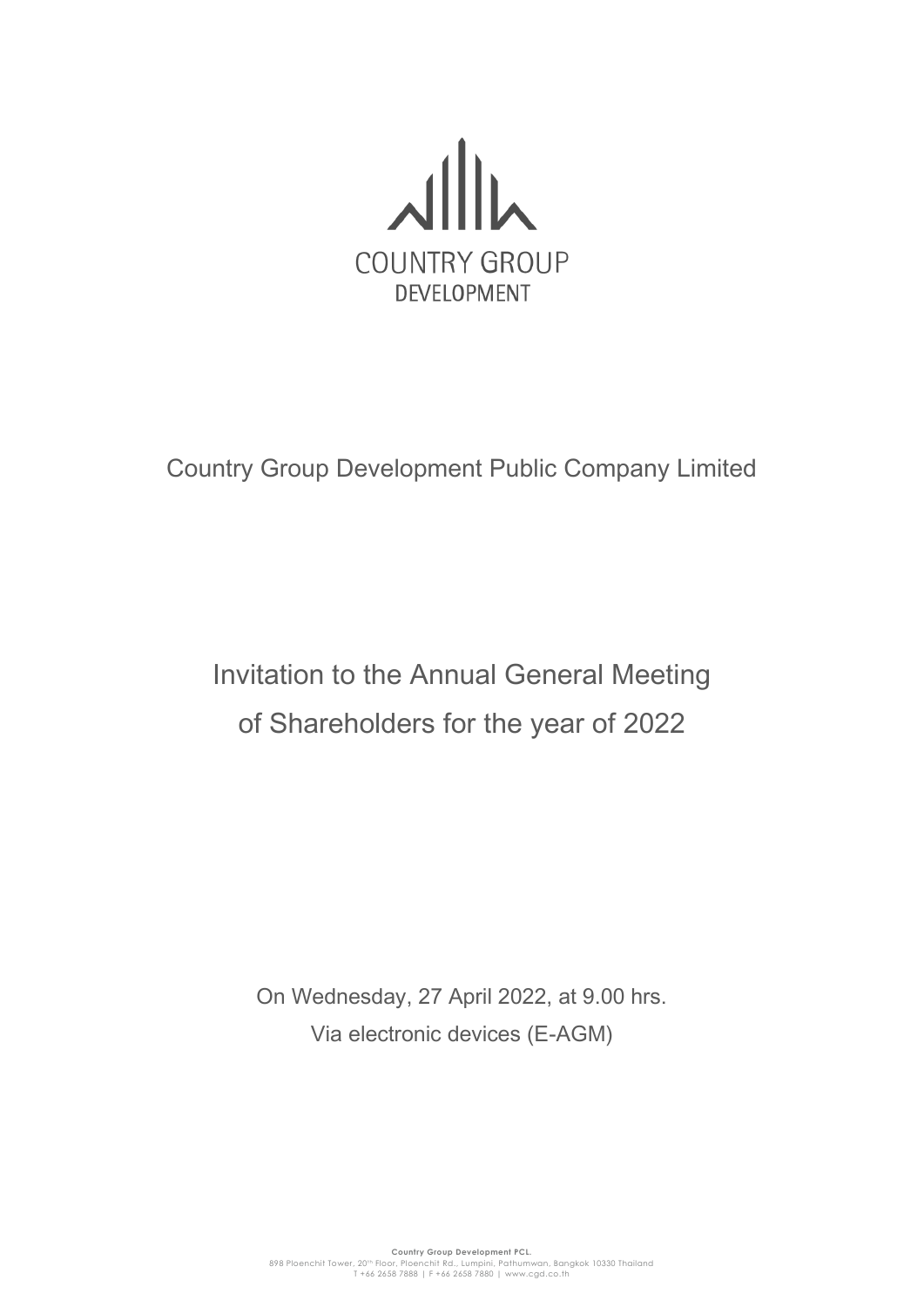COUNTRY GROUP
DEVELOPMENT

Country Group Development Public Company Limited

# Invitation to the Annual General Meeting of Shareholders for the year of 2022

On Wednesday, 27 April 2022, at 9.00 hrs.
Via electronic devices (E-AGM)

**Country Group Development PCL.**
898 Ploenchit Tower, 20th Floor, Ploenchit Rd., Lumpini, Pathumwan, Bangkok 10330 Thailand
T +66 2658 7888 | F +66 2658 7880 | www.cgd.co.th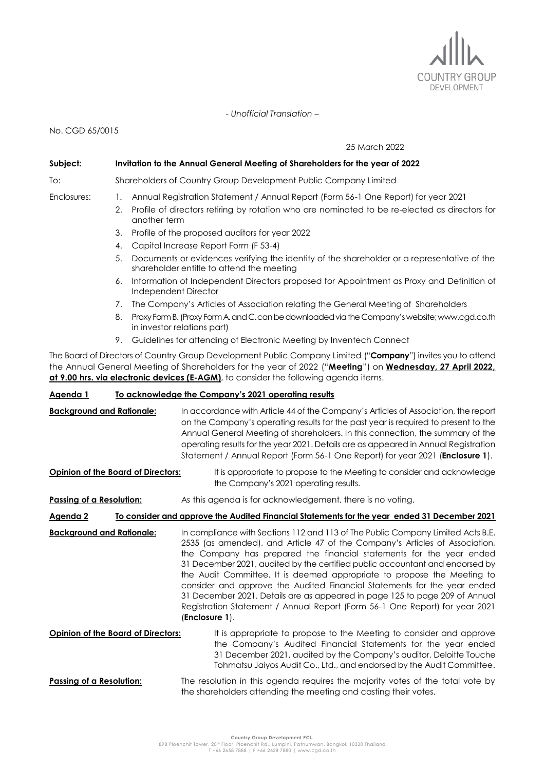*- Unofficial Translation –*

No. CGD 65/0015

25 March 2022

**Subject:** **Invitation to the Annual General Meeting of Shareholders for the year of 2022**

To: Shareholders of Country Group Development Public Company Limited

Enclosures:
1. Annual Registration Statement / Annual Report (Form 56-1 One Report) for year 2021
2. Profile of directors retiring by rotation who are nominated to be re-elected as directors for another term
3. Profile of the proposed auditors for year 2022
4. Capital Increase Report Form (F 53-4)
5. Documents or evidences verifying the identity of the shareholder or a representative of the shareholder entitle to attend the meeting
6. Information of Independent Directors proposed for Appointment as Proxy and Definition of Independent Director
7. The Company's Articles of Association relating the General Meeting of Shareholders
8. Proxy Form B. (Proxy Form A. and C. can be downloaded via the Company's website; www.cgd.co.th in investor relations part)
9. Guidelines for attending of Electronic Meeting by Inventech Connect

The Board of Directors of Country Group Development Public Company Limited ("**Company**") invites you to attend the Annual General Meeting of Shareholders for the year of 2022 ("**Meeting**") on **Wednesday, 27 April 2022, at 9.00 hrs. via electronic devices (E-AGM)**, to consider the following agenda items.

## Agenda 1 To acknowledge the Company's 2021 operating results

**Background and Rationale:** In accordance with Article 44 of the Company's Articles of Association, the report on the Company's operating results for the past year is required to present to the Annual General Meeting of shareholders. In this connection, the summary of the operating results for the year 2021. Details are as appeared in Annual Registration Statement / Annual Report (Form 56-1 One Report) for year 2021 (**Enclosure 1**).

**Opinion of the Board of Directors:** It is appropriate to propose to the Meeting to consider and acknowledge the Company's 2021 operating results.

**Passing of a Resolution:** As this agenda is for acknowledgement, there is no voting.

## Agenda 2 To consider and approve the Audited Financial Statements for the year ended 31 December 2021

**Background and Rationale:** In compliance with Sections 112 and 113 of The Public Company Limited Acts B.E. 2535 (as amended), and Article 47 of the Company's Articles of Association, the Company has prepared the financial statements for the year ended 31 December 2021, audited by the certified public accountant and endorsed by the Audit Committee. It is deemed appropriate to propose the Meeting to consider and approve the Audited Financial Statements for the year ended 31 December 2021. Details are as appeared in page 125 to page 209 of Annual Registration Statement / Annual Report (Form 56-1 One Report) for year 2021 (**Enclosure 1**).

**Opinion of the Board of Directors:** It is appropriate to propose to the Meeting to consider and approve the Company's Audited Financial Statements for the year ended 31 December 2021, audited by the Company's auditor, Deloitte Touche Tohmatsu Jaiyos Audit Co., Ltd., and endorsed by the Audit Committee.

**Passing of a Resolution:** The resolution in this agenda requires the majority votes of the total vote by the shareholders attending the meeting and casting their votes.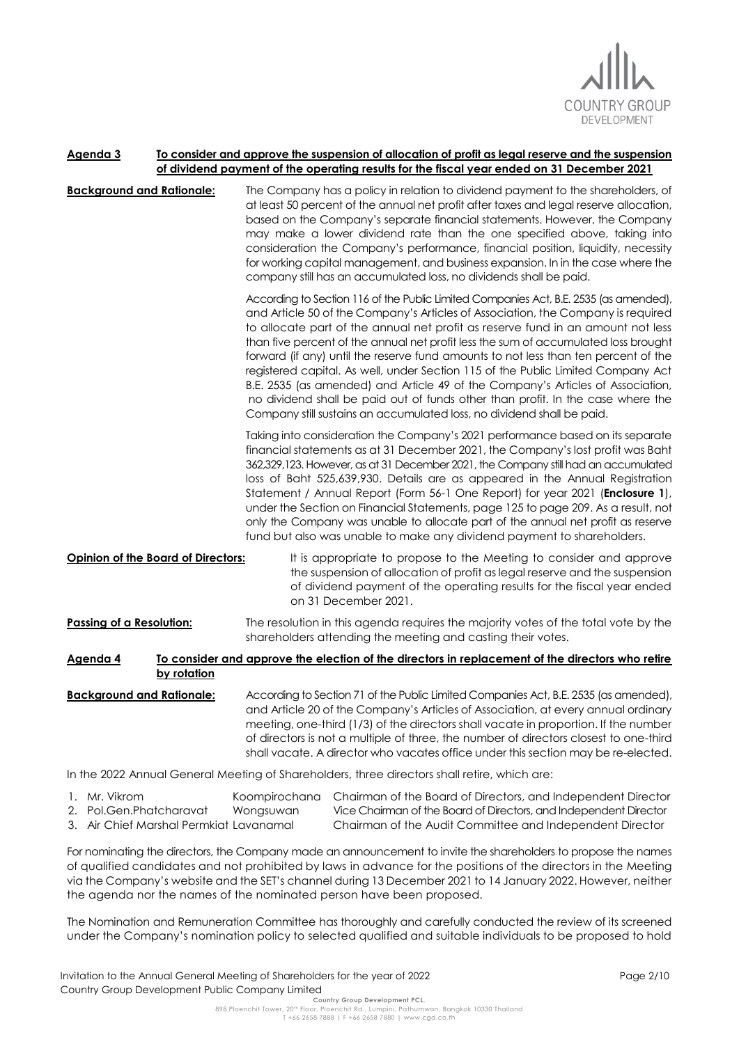**Agenda 3 To consider and approve the suspension of allocation of profit as legal reserve and the suspension of dividend payment of the operating results for the fiscal year ended on 31 December 2021**

**Background and Rationale:** The Company has a policy in relation to dividend payment to the shareholders, of at least 50 percent of the annual net profit after taxes and legal reserve allocation, based on the Company's separate financial statements. However, the Company may make a lower dividend rate than the one specified above, taking into consideration the Company's performance, financial position, liquidity, necessity for working capital management, and business expansion. In in the case where the company still has an accumulated loss, no dividends shall be paid.

According to Section 116 of the Public Limited Companies Act, B.E. 2535 (as amended), and Article 50 of the Company's Articles of Association, the Company is required to allocate part of the annual net profit as reserve fund in an amount not less than five percent of the annual net profit less the sum of accumulated loss brought forward (if any) until the reserve fund amounts to not less than ten percent of the registered capital. As well, under Section 115 of the Public Limited Company Act B.E. 2535 (as amended) and Article 49 of the Company's Articles of Association, no dividend shall be paid out of funds other than profit. In the case where the Company still sustains an accumulated loss, no dividend shall be paid.

Taking into consideration the Company's 2021 performance based on its separate financial statements as at 31 December 2021, the Company's lost profit was Baht 362,329,123. However, as at 31 December 2021, the Company still had an accumulated loss of Baht 525,639,930. Details are as appeared in the Annual Registration Statement / Annual Report (Form 56-1 One Report) for year 2021 (**Enclosure 1**), under the Section on Financial Statements, page 125 to page 209. As a result, not only the Company was unable to allocate part of the annual net profit as reserve fund but also was unable to make any dividend payment to shareholders.

**Opinion of the Board of Directors:** It is appropriate to propose to the Meeting to consider and approve the suspension of allocation of profit as legal reserve and the suspension of dividend payment of the operating results for the fiscal year ended on 31 December 2021.

**Passing of a Resolution:** The resolution in this agenda requires the majority votes of the total vote by the shareholders attending the meeting and casting their votes.

**Agenda 4 To consider and approve the election of the directors in replacement of the directors who retire by rotation**

**Background and Rationale:** According to Section 71 of the Public Limited Companies Act, B.E. 2535 (as amended), and Article 20 of the Company's Articles of Association, at every annual ordinary meeting, one-third (1/3) of the directors shall vacate in proportion. If the number of directors is not a multiple of three, the number of directors closest to one-third shall vacate. A director who vacates office under this section may be re-elected.

In the 2022 Annual General Meeting of Shareholders, three directors shall retire, which are:

1. Mr. Vikrom Koompirochana Chairman of the Board of Directors, and Independent Director
2. Pol.Gen.Phatcharavat Wongsuwan Vice Chairman of the Board of Directors, and Independent Director
3. Air Chief Marshal Permkiat Lavanamal Chairman of the Audit Committee and Independent Director

For nominating the directors, the Company made an announcement to invite the shareholders to propose the names of qualified candidates and not prohibited by laws in advance for the positions of the directors in the Meeting via the Company's website and the SET's channel during 13 December 2021 to 14 January 2022. However, neither the agenda nor the names of the nominated person have been proposed.

The Nomination and Remuneration Committee has thoroughly and carefully conducted the review of its screened under the Company's nomination policy to selected qualified and suitable individuals to be proposed to hold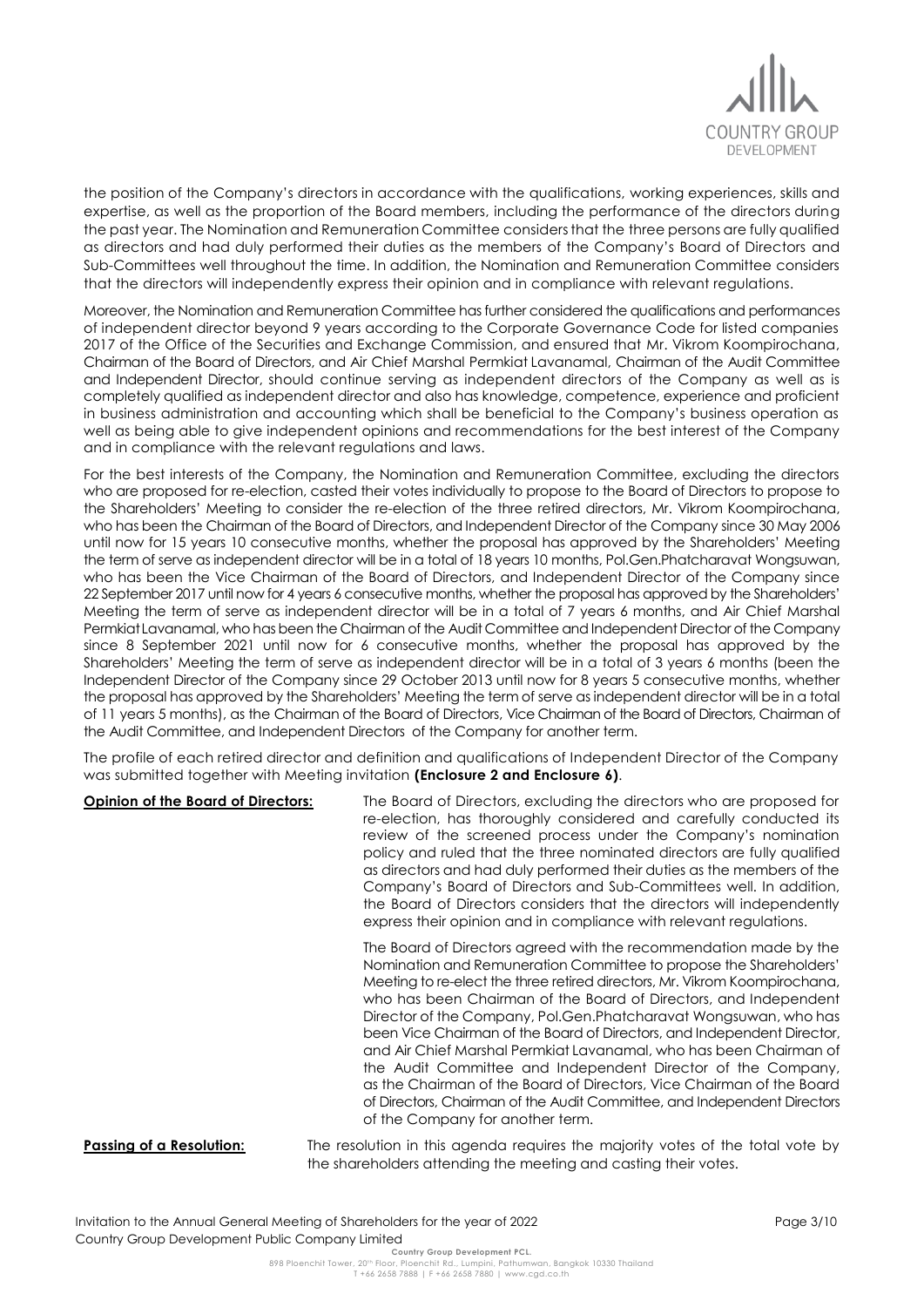the position of the Company's directors in accordance with the qualifications, working experiences, skills and expertise, as well as the proportion of the Board members, including the performance of the directors during the past year. The Nomination and Remuneration Committee considers that the three persons are fully qualified as directors and had duly performed their duties as the members of the Company's Board of Directors and Sub-Committees well throughout the time. In addition, the Nomination and Remuneration Committee considers that the directors will independently express their opinion and in compliance with relevant regulations.

Moreover, the Nomination and Remuneration Committee has further considered the qualifications and performances of independent director beyond 9 years according to the Corporate Governance Code for listed companies 2017 of the Office of the Securities and Exchange Commission, and ensured that Mr. Vikrom Koompirochana, Chairman of the Board of Directors, and Air Chief Marshal Permkiat Lavanamal, Chairman of the Audit Committee and Independent Director, should continue serving as independent directors of the Company as well as is completely qualified as independent director and also has knowledge, competence, experience and proficient in business administration and accounting which shall be beneficial to the Company's business operation as well as being able to give independent opinions and recommendations for the best interest of the Company and in compliance with the relevant regulations and laws.

For the best interests of the Company, the Nomination and Remuneration Committee, excluding the directors who are proposed for re-election, casted their votes individually to propose to the Board of Directors to propose to the Shareholders' Meeting to consider the re-election of the three retired directors, Mr. Vikrom Koompirochana, who has been the Chairman of the Board of Directors, and Independent Director of the Company since 30 May 2006 until now for 15 years 10 consecutive months, whether the proposal has approved by the Shareholders' Meeting the term of serve as independent director will be in a total of 18 years 10 months, Pol.Gen.Phatcharavat Wongsuwan, who has been the Vice Chairman of the Board of Directors, and Independent Director of the Company since 22 September 2017 until now for 4 years 6 consecutive months, whether the proposal has approved by the Shareholders' Meeting the term of serve as independent director will be in a total of 7 years 6 months, and Air Chief Marshal Permkiat Lavanamal, who has been the Chairman of the Audit Committee and Independent Director of the Company since 8 September 2021 until now for 6 consecutive months, whether the proposal has approved by the Shareholders' Meeting the term of serve as independent director will be in a total of 3 years 6 months (been the Independent Director of the Company since 29 October 2013 until now for 8 years 5 consecutive months, whether the proposal has approved by the Shareholders' Meeting the term of serve as independent director will be in a total of 11 years 5 months), as the Chairman of the Board of Directors, Vice Chairman of the Board of Directors, Chairman of the Audit Committee, and Independent Directors of the Company for another term.

The profile of each retired director and definition and qualifications of Independent Director of the Company was submitted together with Meeting invitation **(Enclosure 2 and Enclosure 6)**.

**Opinion of the Board of Directors:** The Board of Directors, excluding the directors who are proposed for re-election, has thoroughly considered and carefully conducted its review of the screened process under the Company's nomination policy and ruled that the three nominated directors are fully qualified as directors and had duly performed their duties as the members of the Company's Board of Directors and Sub-Committees well. In addition, the Board of Directors considers that the directors will independently express their opinion and in compliance with relevant regulations.

The Board of Directors agreed with the recommendation made by the Nomination and Remuneration Committee to propose the Shareholders' Meeting to re-elect the three retired directors, Mr. Vikrom Koompirochana, who has been Chairman of the Board of Directors, and Independent Director of the Company, Pol.Gen.Phatcharavat Wongsuwan, who has been Vice Chairman of the Board of Directors, and Independent Director, and Air Chief Marshal Permkiat Lavanamal, who has been Chairman of the Audit Committee and Independent Director of the Company, as the Chairman of the Board of Directors, Vice Chairman of the Board of Directors, Chairman of the Audit Committee, and Independent Directors of the Company for another term.

**Passing of a Resolution:** The resolution in this agenda requires the majority votes of the total vote by the shareholders attending the meeting and casting their votes.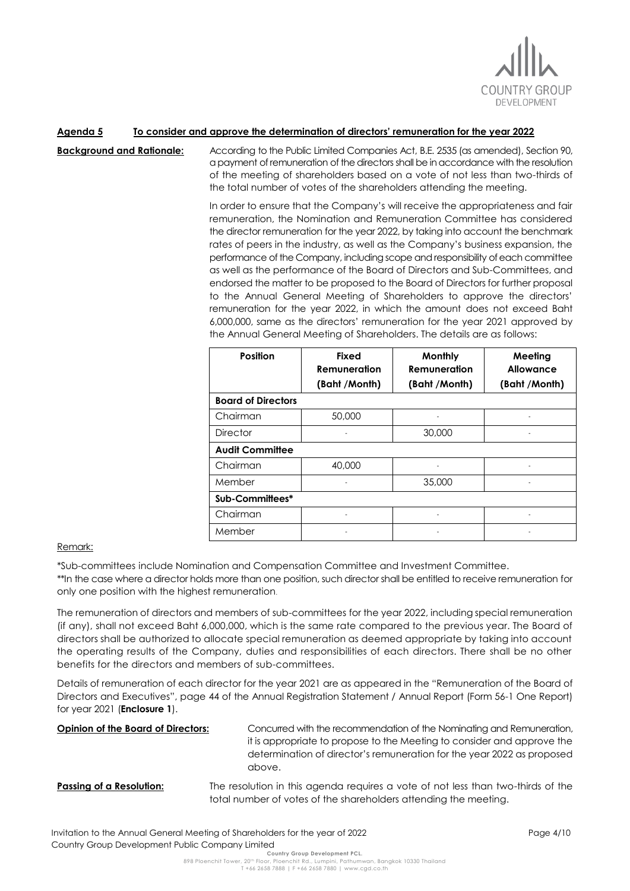**Agenda 5 To consider and approve the determination of directors' remuneration for the year 2022**

**Background and Rationale:** According to the Public Limited Companies Act, B.E. 2535 (as amended), Section 90, a payment of remuneration of the directors shall be in accordance with the resolution of the meeting of shareholders based on a vote of not less than two-thirds of the total number of votes of the shareholders attending the meeting.

In order to ensure that the Company's will receive the appropriateness and fair remuneration, the Nomination and Remuneration Committee has considered the director remuneration for the year 2022, by taking into account the benchmark rates of peers in the industry, as well as the Company's business expansion, the performance of the Company, including scope and responsibility of each committee as well as the performance of the Board of Directors and Sub-Committees, and endorsed the matter to be proposed to the Board of Directors for further proposal to the Annual General Meeting of Shareholders to approve the directors' remuneration for the year 2022, in which the amount does not exceed Baht 6,000,000, same as the directors' remuneration for the year 2021 approved by the Annual General Meeting of Shareholders. The details are as follows:

| Position | Fixed Remuneration (Baht /Month) | Monthly Remuneration (Baht /Month) | Meeting Allowance (Baht /Month) |
|---|---|---|---|
| **Board of Directors** | | | |
| Chairman | 50,000 | - | - |
| Director | - | 30,000 | - |
| **Audit Committee** | | | |
| Chairman | 40,000 | - | - |
| Member | - | 35,000 | - |
| **Sub-Committees*** | | | |
| Chairman | - | - | - |
| Member | - | - | - |

Remark:

*Sub-committees include Nomination and Compensation Committee and Investment Committee.

**In the case where a director holds more than one position, such director shall be entitled to receive remuneration for only one position with the highest remuneration.

The remuneration of directors and members of sub-committees for the year 2022, including special remuneration (if any), shall not exceed Baht 6,000,000, which is the same rate compared to the previous year. The Board of directors shall be authorized to allocate special remuneration as deemed appropriate by taking into account the operating results of the Company, duties and responsibilities of each directors. There shall be no other benefits for the directors and members of sub-committees.

Details of remuneration of each director for the year 2021 are as appeared in the "Remuneration of the Board of Directors and Executives", page 44 of the Annual Registration Statement / Annual Report (Form 56-1 One Report) for year 2021 (**Enclosure 1**).

**Opinion of the Board of Directors:** Concurred with the recommendation of the Nominating and Remuneration, it is appropriate to propose to the Meeting to consider and approve the determination of director's remuneration for the year 2022 as proposed above.

**Passing of a Resolution:** The resolution in this agenda requires a vote of not less than two-thirds of the total number of votes of the shareholders attending the meeting.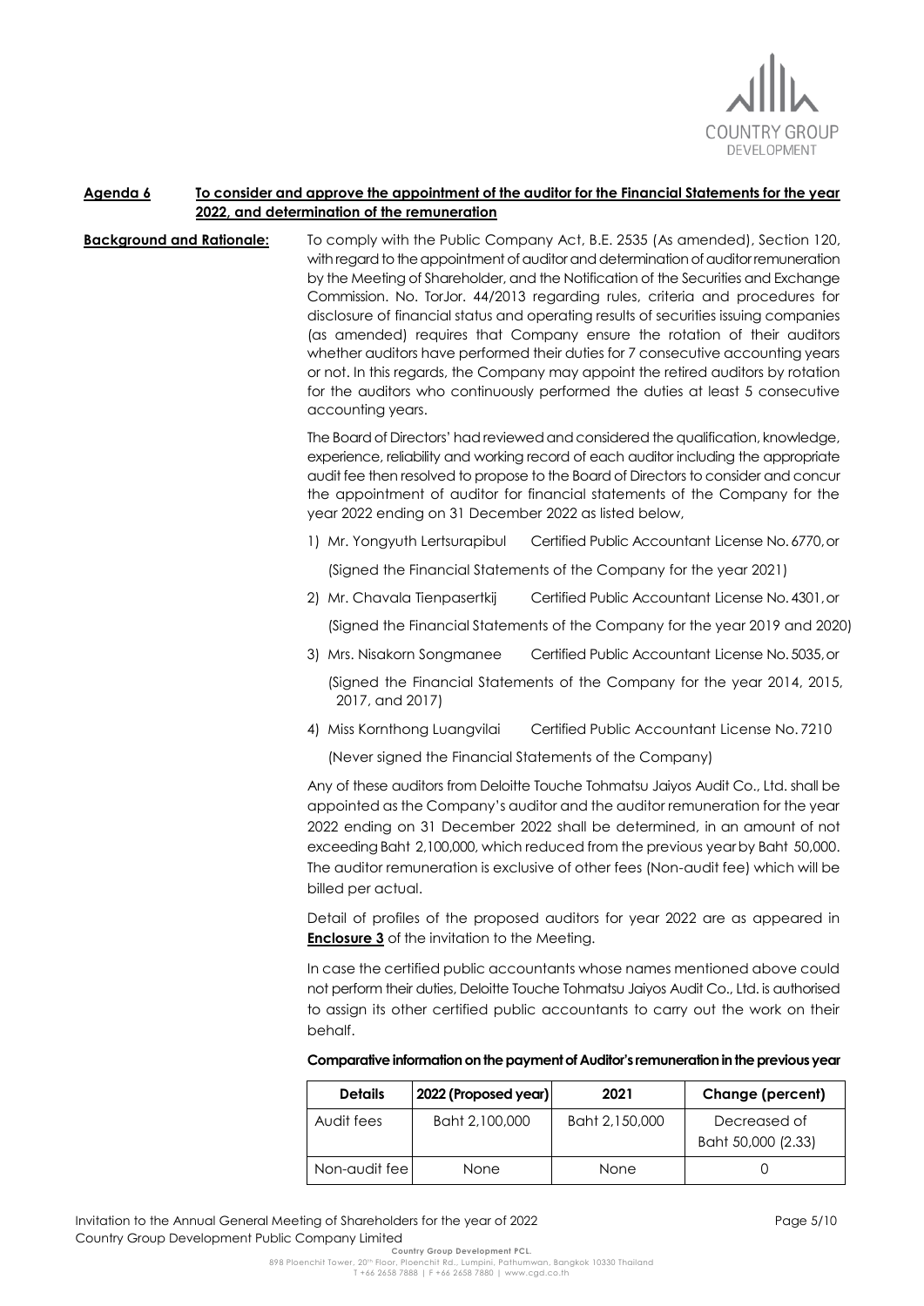**Agenda 6 To consider and approve the appointment of the auditor for the Financial Statements for the year 2022, and determination of the remuneration**

**Background and Rationale:** To comply with the Public Company Act, B.E. 2535 (As amended), Section 120, with regard to the appointment of auditor and determination of auditor remuneration by the Meeting of Shareholder, and the Notification of the Securities and Exchange Commission. No. TorJor. 44/2013 regarding rules, criteria and procedures for disclosure of financial status and operating results of securities issuing companies (as amended) requires that Company ensure the rotation of their auditors whether auditors have performed their duties for 7 consecutive accounting years or not. In this regards, the Company may appoint the retired auditors by rotation for the auditors who continuously performed the duties at least 5 consecutive accounting years.

The Board of Directors' had reviewed and considered the qualification, knowledge, experience, reliability and working record of each auditor including the appropriate audit fee then resolved to propose to the Board of Directors to consider and concur the appointment of auditor for financial statements of the Company for the year 2022 ending on 31 December 2022 as listed below,

1) Mr. Yongyuth Lertsurapibul Certified Public Accountant License No. 6770, or

   (Signed the Financial Statements of the Company for the year 2021)

2) Mr. Chavala Tienpasertkij Certified Public Accountant License No. 4301, or

   (Signed the Financial Statements of the Company for the year 2019 and 2020)

3) Mrs. Nisakorn Songmanee Certified Public Accountant License No. 5035, or

   (Signed the Financial Statements of the Company for the year 2014, 2015, 2017, and 2017)

4) Miss Kornthong Luangvilai Certified Public Accountant License No. 7210

   (Never signed the Financial Statements of the Company)

Any of these auditors from Deloitte Touche Tohmatsu Jaiyos Audit Co., Ltd. shall be appointed as the Company's auditor and the auditor remuneration for the year 2022 ending on 31 December 2022 shall be determined, in an amount of not exceeding Baht 2,100,000, which reduced from the previous year by Baht 50,000. The auditor remuneration is exclusive of other fees (Non-audit fee) which will be billed per actual.

Detail of profiles of the proposed auditors for year 2022 are as appeared in **Enclosure 3** of the invitation to the Meeting.

In case the certified public accountants whose names mentioned above could not perform their duties, Deloitte Touche Tohmatsu Jaiyos Audit Co., Ltd. is authorised to assign its other certified public accountants to carry out the work on their behalf.

**Comparative information on the payment of Auditor's remuneration in the previous year**

| Details | 2022 (Proposed year) | 2021 | Change (percent) |
|---|---|---|---|
| Audit fees | Baht 2,100,000 | Baht 2,150,000 | Decreased of Baht 50,000 (2.33) |
| Non-audit fee | None | None | 0 |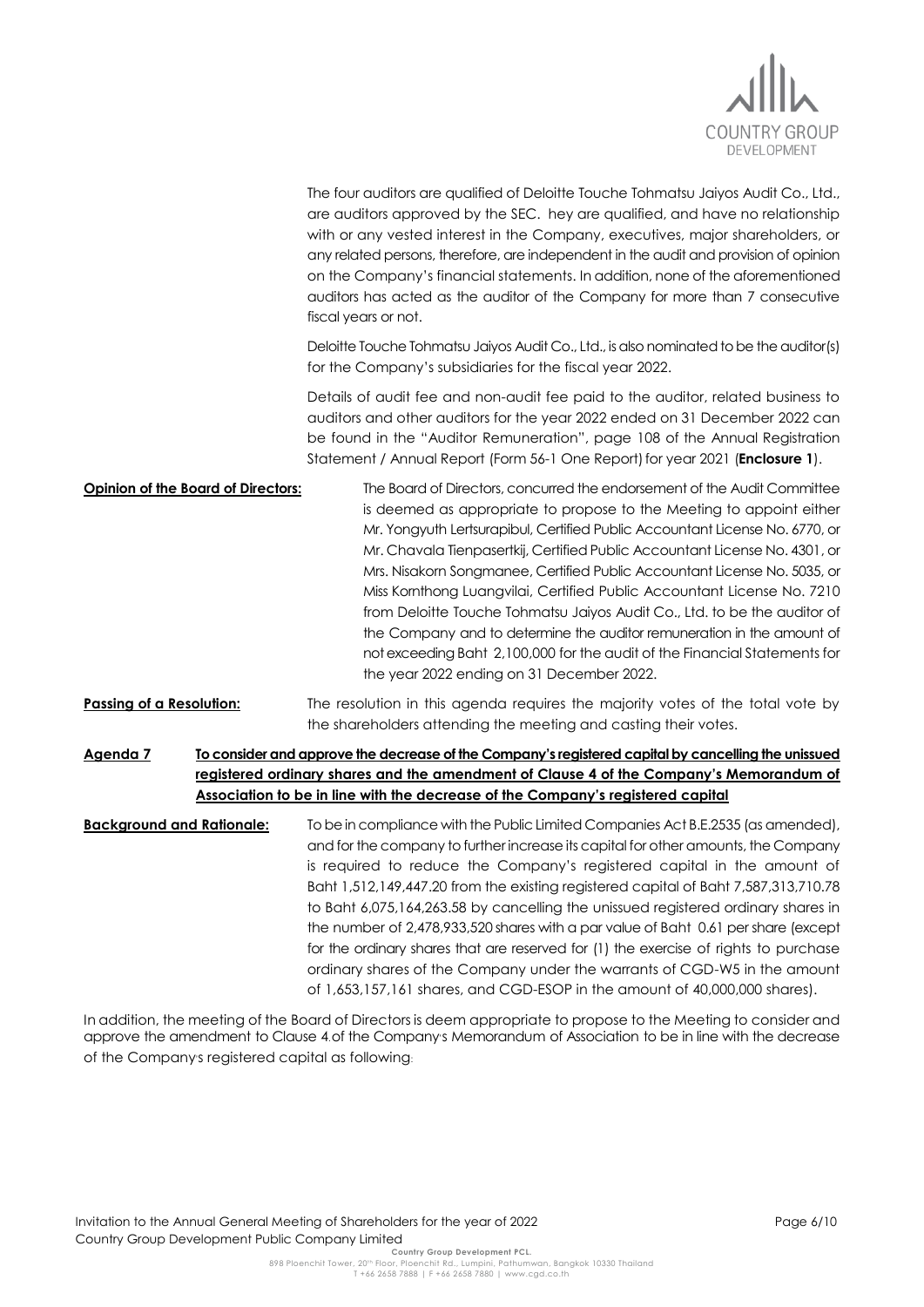The four auditors are qualified of Deloitte Touche Tohmatsu Jaiyos Audit Co., Ltd., are auditors approved by the SEC. hey are qualified, and have no relationship with or any vested interest in the Company, executives, major shareholders, or any related persons, therefore, are independent in the audit and provision of opinion on the Company's financial statements. In addition, none of the aforementioned auditors has acted as the auditor of the Company for more than 7 consecutive fiscal years or not.

Deloitte Touche Tohmatsu Jaiyos Audit Co., Ltd., is also nominated to be the auditor(s) for the Company's subsidiaries for the fiscal year 2022.

Details of audit fee and non-audit fee paid to the auditor, related business to auditors and other auditors for the year 2022 ended on 31 December 2022 can be found in the "Auditor Remuneration", page 108 of the Annual Registration Statement / Annual Report (Form 56-1 One Report) for year 2021 (**Enclosure 1**).

**Opinion of the Board of Directors:** The Board of Directors, concurred the endorsement of the Audit Committee is deemed as appropriate to propose to the Meeting to appoint either Mr. Yongyuth Lertsurapibul, Certified Public Accountant License No. 6770, or Mr. Chavala Tienpasertkij, Certified Public Accountant License No. 4301, or Mrs. Nisakorn Songmanee, Certified Public Accountant License No. 5035, or Miss Kornthong Luangvilai, Certified Public Accountant License No. 7210 from Deloitte Touche Tohmatsu Jaiyos Audit Co., Ltd. to be the auditor of the Company and to determine the auditor remuneration in the amount of not exceeding Baht 2,100,000 for the audit of the Financial Statements for the year 2022 ending on 31 December 2022.

**Passing of a Resolution:** The resolution in this agenda requires the majority votes of the total vote by the shareholders attending the meeting and casting their votes.

**Agenda 7 To consider and approve the decrease of the Company's registered capital by cancelling the unissued registered ordinary shares and the amendment of Clause 4 of the Company's Memorandum of Association to be in line with the decrease of the Company's registered capital**

**Background and Rationale:** To be in compliance with the Public Limited Companies Act B.E.2535 (as amended), and for the company to further increase its capital for other amounts, the Company is required to reduce the Company's registered capital in the amount of Baht 1,512,149,447.20 from the existing registered capital of Baht 7,587,313,710.78 to Baht 6,075,164,263.58 by cancelling the unissued registered ordinary shares in the number of 2,478,933,520 shares with a par value of Baht 0.61 per share (except for the ordinary shares that are reserved for (1) the exercise of rights to purchase ordinary shares of the Company under the warrants of CGD-W5 in the amount of 1,653,157,161 shares, and CGD-ESOP in the amount of 40,000,000 shares).

In addition, the meeting of the Board of Directors is deem appropriate to propose to the Meeting to consider and approve the amendment to Clause 4.of the Company's Memorandum of Association to be in line with the decrease of the Company's registered capital as following: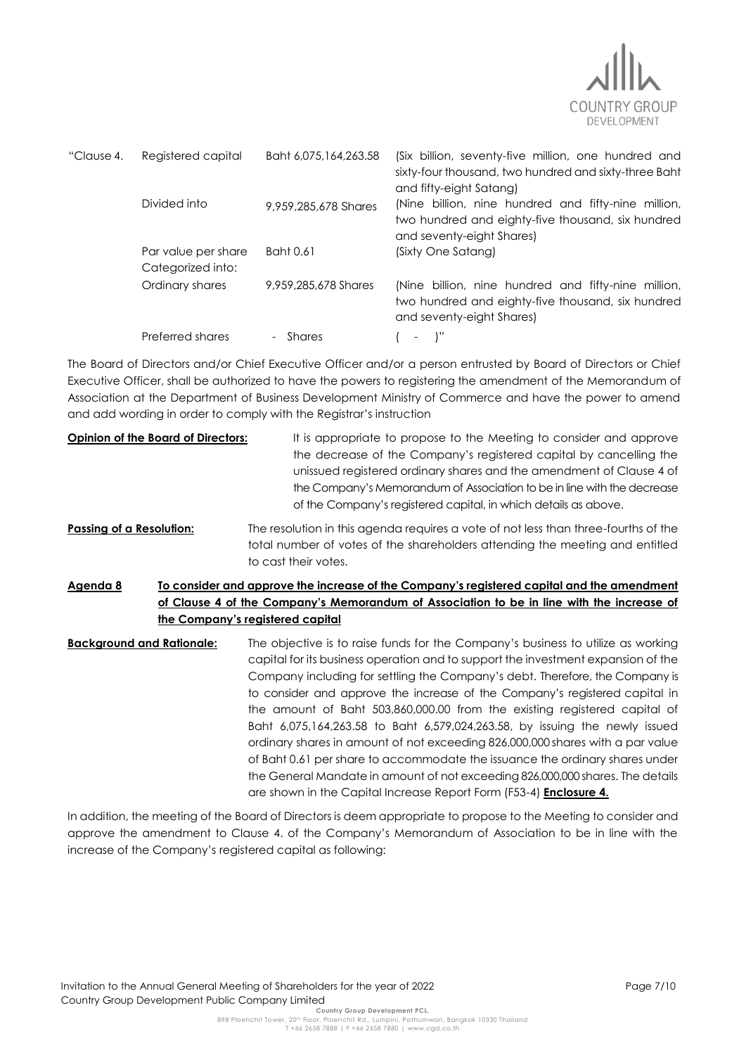| "Clause 4. | Registered capital | Baht 6,075,164,263.58 | (Six billion, seventy-five million, one hundred and sixty-four thousand, two hundred and sixty-three Baht and fifty-eight Satang) |
|---|---|---|---|
| | Divided into | 9,959,285,678 Shares | (Nine billion, nine hundred and fifty-nine million, two hundred and eighty-five thousand, six hundred and seventy-eight Shares) |
| | Par value per share | Baht 0.61 | (Sixty One Satang) |
| | Categorized into: | | |
| | Ordinary shares | 9,959,285,678 Shares | (Nine billion, nine hundred and fifty-nine million, two hundred and eighty-five thousand, six hundred and seventy-eight Shares) |
| | Preferred shares | - Shares | ( - )" |

The Board of Directors and/or Chief Executive Officer and/or a person entrusted by Board of Directors or Chief Executive Officer, shall be authorized to have the powers to registering the amendment of the Memorandum of Association at the Department of Business Development Ministry of Commerce and have the power to amend and add wording in order to comply with the Registrar's instruction

**Opinion of the Board of Directors:** It is appropriate to propose to the Meeting to consider and approve the decrease of the Company's registered capital by cancelling the unissued registered ordinary shares and the amendment of Clause 4 of the Company's Memorandum of Association to be in line with the decrease of the Company's registered capital, in which details as above.

**Passing of a Resolution:** The resolution in this agenda requires a vote of not less than three-fourths of the total number of votes of the shareholders attending the meeting and entitled to cast their votes.

**Agenda 8 To consider and approve the increase of the Company's registered capital and the amendment of Clause 4 of the Company's Memorandum of Association to be in line with the increase of the Company's registered capital**

**Background and Rationale:** The objective is to raise funds for the Company's business to utilize as working capital for its business operation and to support the investment expansion of the Company including for settling the Company's debt. Therefore, the Company is to consider and approve the increase of the Company's registered capital in the amount of Baht 503,860,000.00 from the existing registered capital of Baht 6,075,164,263.58 to Baht 6,579,024,263.58, by issuing the newly issued ordinary shares in amount of not exceeding 826,000,000 shares with a par value of Baht 0.61 per share to accommodate the issuance the ordinary shares under the General Mandate in amount of not exceeding 826,000,000 shares. The details are shown in the Capital Increase Report Form (F53-4) **Enclosure 4.**

In addition, the meeting of the Board of Directors is deem appropriate to propose to the Meeting to consider and approve the amendment to Clause 4. of the Company's Memorandum of Association to be in line with the increase of the Company's registered capital as following: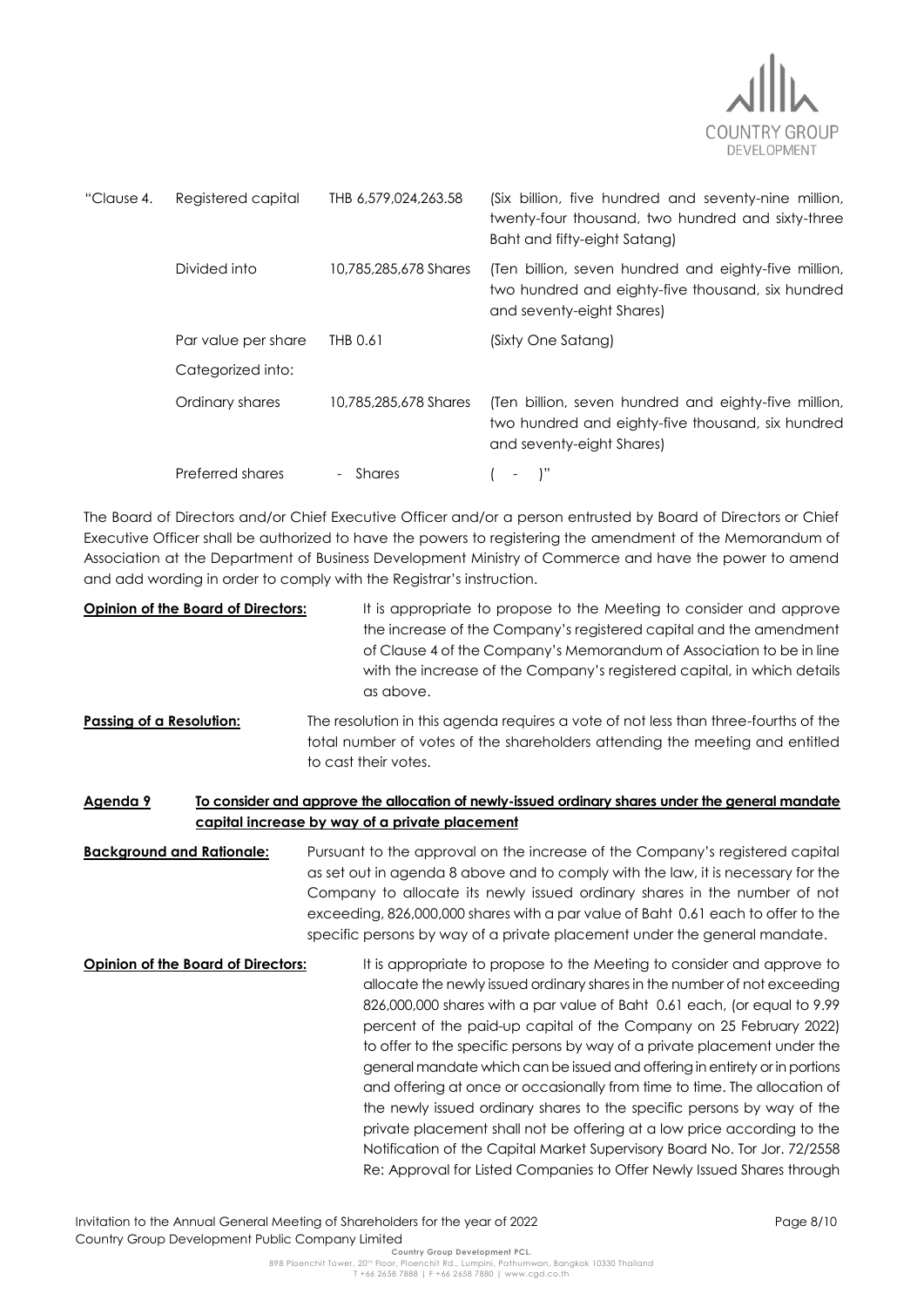| "Clause 4. | Registered capital | THB 6,579,024,263.58 | (Six billion, five hundred and seventy-nine million, twenty-four thousand, two hundred and sixty-three Baht and fifty-eight Satang) |
|---|---|---|---|
| | Divided into | 10,785,285,678 Shares | (Ten billion, seven hundred and eighty-five million, two hundred and eighty-five thousand, six hundred and seventy-eight Shares) |
| | Par value per share | THB 0.61 | (Sixty One Satang) |
| | Categorized into: | | |
| | Ordinary shares | 10,785,285,678 Shares | (Ten billion, seven hundred and eighty-five million, two hundred and eighty-five thousand, six hundred and seventy-eight Shares) |
| | Preferred shares | - Shares | ( - )" |

The Board of Directors and/or Chief Executive Officer and/or a person entrusted by Board of Directors or Chief Executive Officer shall be authorized to have the powers to registering the amendment of the Memorandum of Association at the Department of Business Development Ministry of Commerce and have the power to amend and add wording in order to comply with the Registrar's instruction.

**Opinion of the Board of Directors:** It is appropriate to propose to the Meeting to consider and approve the increase of the Company's registered capital and the amendment of Clause 4 of the Company's Memorandum of Association to be in line with the increase of the Company's registered capital, in which details as above.

**Passing of a Resolution:** The resolution in this agenda requires a vote of not less than three-fourths of the total number of votes of the shareholders attending the meeting and entitled to cast their votes.

**Agenda 9 To consider and approve the allocation of newly-issued ordinary shares under the general mandate capital increase by way of a private placement**

**Background and Rationale:** Pursuant to the approval on the increase of the Company's registered capital as set out in agenda 8 above and to comply with the law, it is necessary for the Company to allocate its newly issued ordinary shares in the number of not exceeding, 826,000,000 shares with a par value of Baht 0.61 each to offer to the specific persons by way of a private placement under the general mandate.

**Opinion of the Board of Directors:** It is appropriate to propose to the Meeting to consider and approve to allocate the newly issued ordinary shares in the number of not exceeding 826,000,000 shares with a par value of Baht 0.61 each, (or equal to 9.99 percent of the paid-up capital of the Company on 25 February 2022) to offer to the specific persons by way of a private placement under the general mandate which can be issued and offering in entirety or in portions and offering at once or occasionally from time to time. The allocation of the newly issued ordinary shares to the specific persons by way of the private placement shall not be offering at a low price according to the Notification of the Capital Market Supervisory Board No. Tor Jor. 72/2558 Re: Approval for Listed Companies to Offer Newly Issued Shares through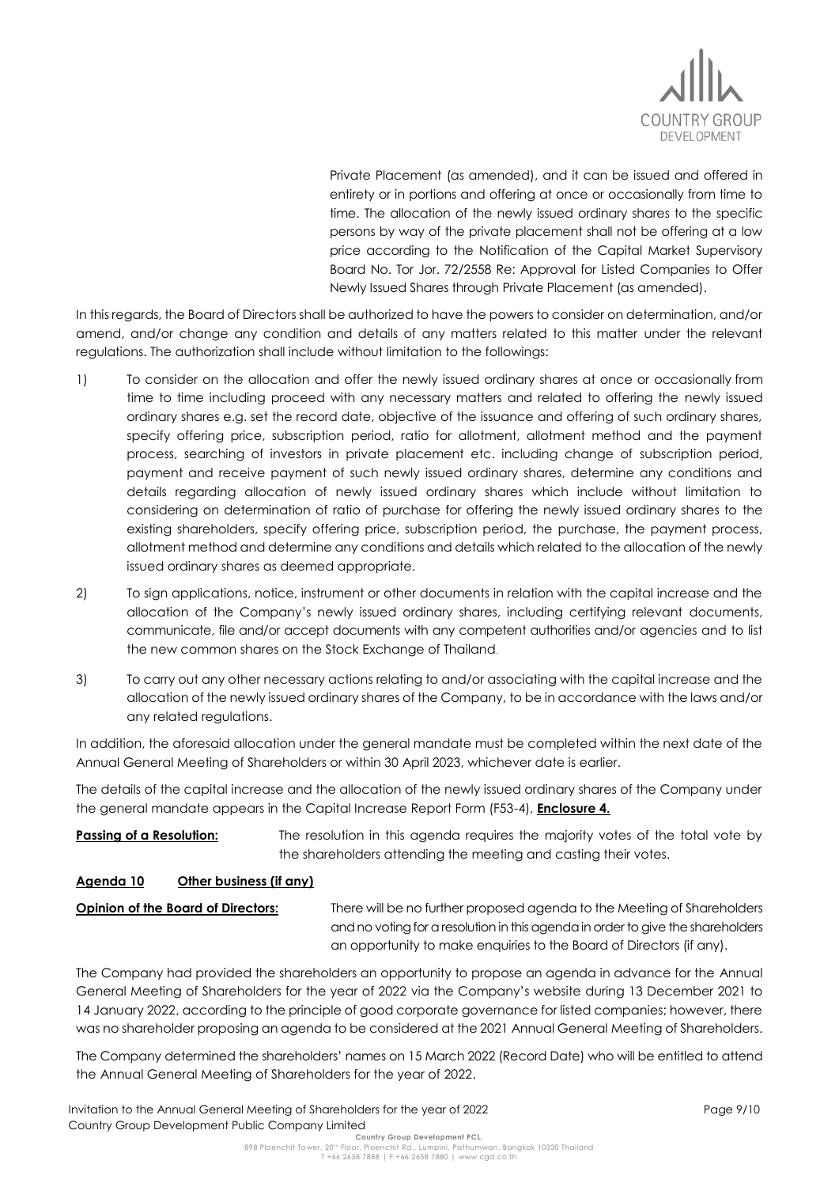Private Placement (as amended), and it can be issued and offered in entirety or in portions and offering at once or occasionally from time to time. The allocation of the newly issued ordinary shares to the specific persons by way of the private placement shall not be offering at a low price according to the Notification of the Capital Market Supervisory Board No. Tor Jor. 72/2558 Re: Approval for Listed Companies to Offer Newly Issued Shares through Private Placement (as amended).

In this regards, the Board of Directors shall be authorized to have the powers to consider on determination, and/or amend, and/or change any condition and details of any matters related to this matter under the relevant regulations. The authorization shall include without limitation to the followings:

1) To consider on the allocation and offer the newly issued ordinary shares at once or occasionally from time to time including proceed with any necessary matters and related to offering the newly issued ordinary shares e.g. set the record date, objective of the issuance and offering of such ordinary shares, specify offering price, subscription period, ratio for allotment, allotment method and the payment process, searching of investors in private placement etc. including change of subscription period, payment and receive payment of such newly issued ordinary shares, determine any conditions and details regarding allocation of newly issued ordinary shares which include without limitation to considering on determination of ratio of purchase for offering the newly issued ordinary shares to the existing shareholders, specify offering price, subscription period, the purchase, the payment process, allotment method and determine any conditions and details which related to the allocation of the newly issued ordinary shares as deemed appropriate.

2) To sign applications, notice, instrument or other documents in relation with the capital increase and the allocation of the Company's newly issued ordinary shares, including certifying relevant documents, communicate, file and/or accept documents with any competent authorities and/or agencies and to list the new common shares on the Stock Exchange of Thailand.

3) To carry out any other necessary actions relating to and/or associating with the capital increase and the allocation of the newly issued ordinary shares of the Company, to be in accordance with the laws and/or any related regulations.

In addition, the aforesaid allocation under the general mandate must be completed within the next date of the Annual General Meeting of Shareholders or within 30 April 2023, whichever date is earlier.

The details of the capital increase and the allocation of the newly issued ordinary shares of the Company under the general mandate appears in the Capital Increase Report Form (F53-4), **Enclosure 4.**

**Passing of a Resolution:** The resolution in this agenda requires the majority votes of the total vote by the shareholders attending the meeting and casting their votes.

**Agenda 10 Other business (if any)**

**Opinion of the Board of Directors:** There will be no further proposed agenda to the Meeting of Shareholders and no voting for a resolution in this agenda in order to give the shareholders an opportunity to make enquiries to the Board of Directors (if any).

The Company had provided the shareholders an opportunity to propose an agenda in advance for the Annual General Meeting of Shareholders for the year of 2022 via the Company's website during 13 December 2021 to 14 January 2022, according to the principle of good corporate governance for listed companies; however, there was no shareholder proposing an agenda to be considered at the 2021 Annual General Meeting of Shareholders.

The Company determined the shareholders' names on 15 March 2022 (Record Date) who will be entitled to attend the Annual General Meeting of Shareholders for the year of 2022.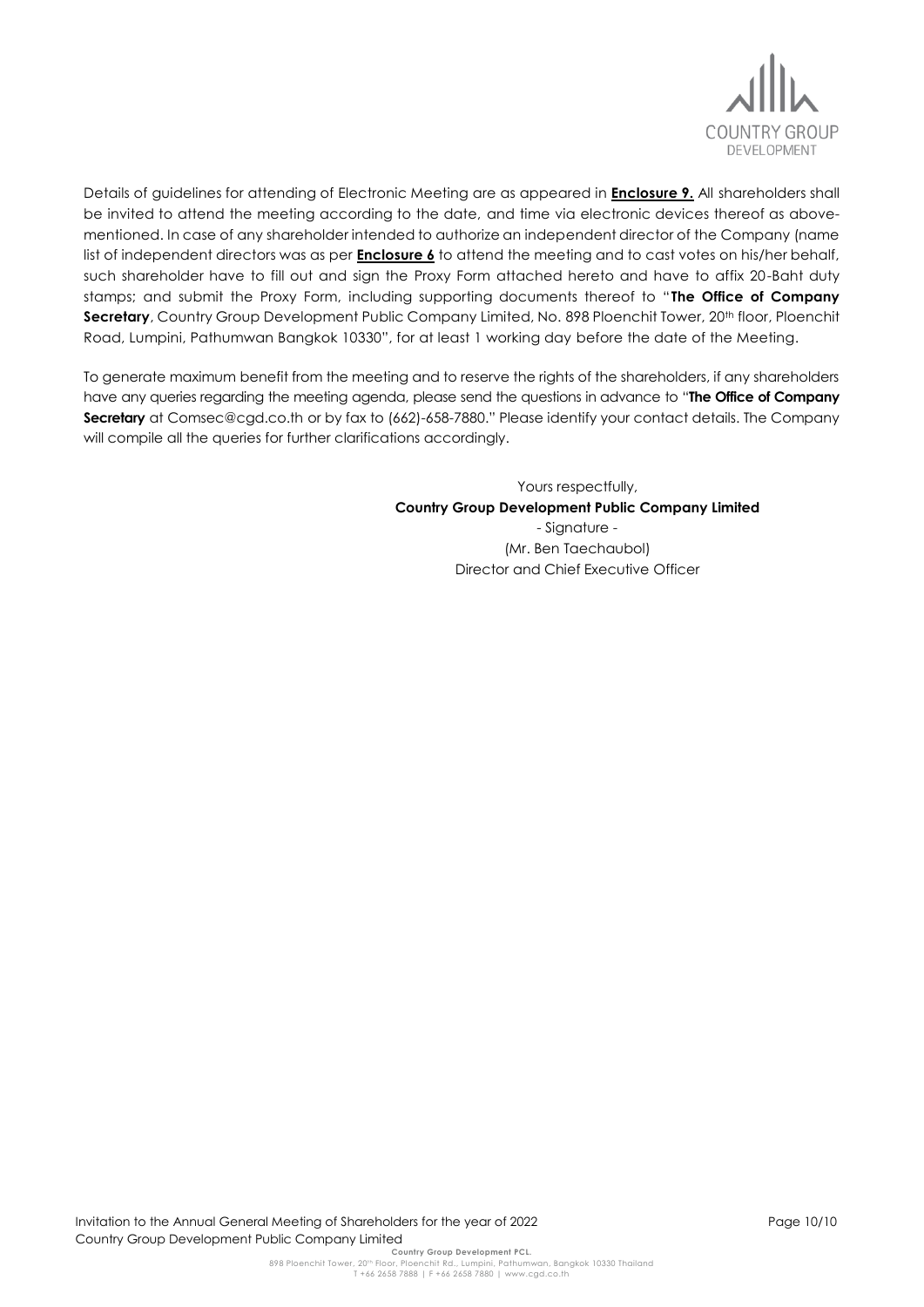Details of guidelines for attending of Electronic Meeting are as appeared in **Enclosure 9.** All shareholders shall be invited to attend the meeting according to the date, and time via electronic devices thereof as above-mentioned. In case of any shareholder intended to authorize an independent director of the Company (name list of independent directors was as per **Enclosure 6** to attend the meeting and to cast votes on his/her behalf, such shareholder have to fill out and sign the Proxy Form attached hereto and have to affix 20-Baht duty stamps; and submit the Proxy Form, including supporting documents thereof to "**The Office of Company Secretary**, Country Group Development Public Company Limited, No. 898 Ploenchit Tower, 20th floor, Ploenchit Road, Lumpini, Pathumwan Bangkok 10330", for at least 1 working day before the date of the Meeting.

To generate maximum benefit from the meeting and to reserve the rights of the shareholders, if any shareholders have any queries regarding the meeting agenda, please send the questions in advance to "**The Office of Company Secretary** at Comsec@cgd.co.th or by fax to (662)-658-7880." Please identify your contact details. The Company will compile all the queries for further clarifications accordingly.

Yours respectfully,
**Country Group Development Public Company Limited**
\- Signature -
(Mr. Ben Taechaubol)
Director and Chief Executive Officer